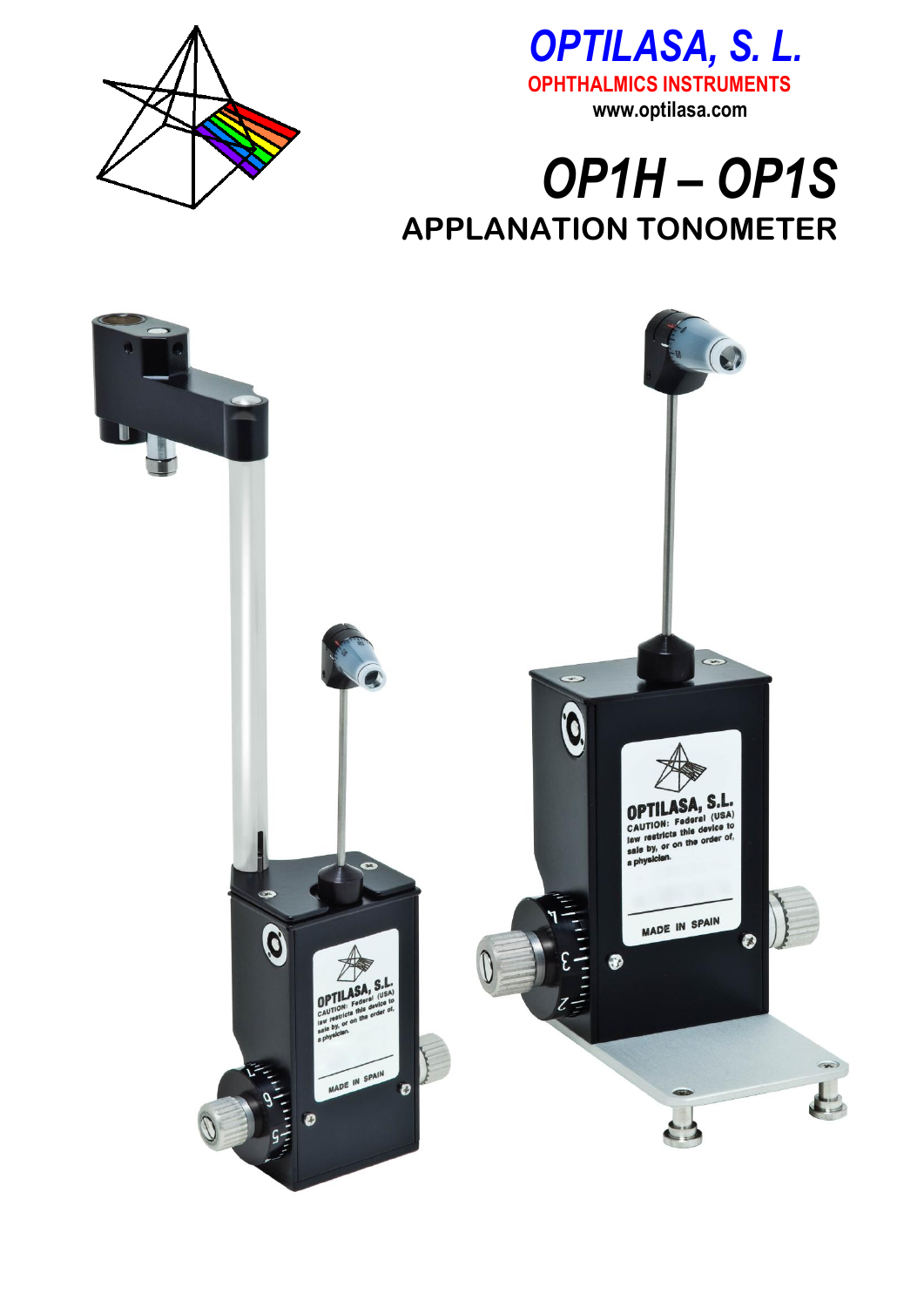# OPTILASA, S. L.

**OPHTHALMICS INSTRUMENTS**

**www.optilasa.com**

# *OP1H – OP1S*

## APPLANATION TONOMETER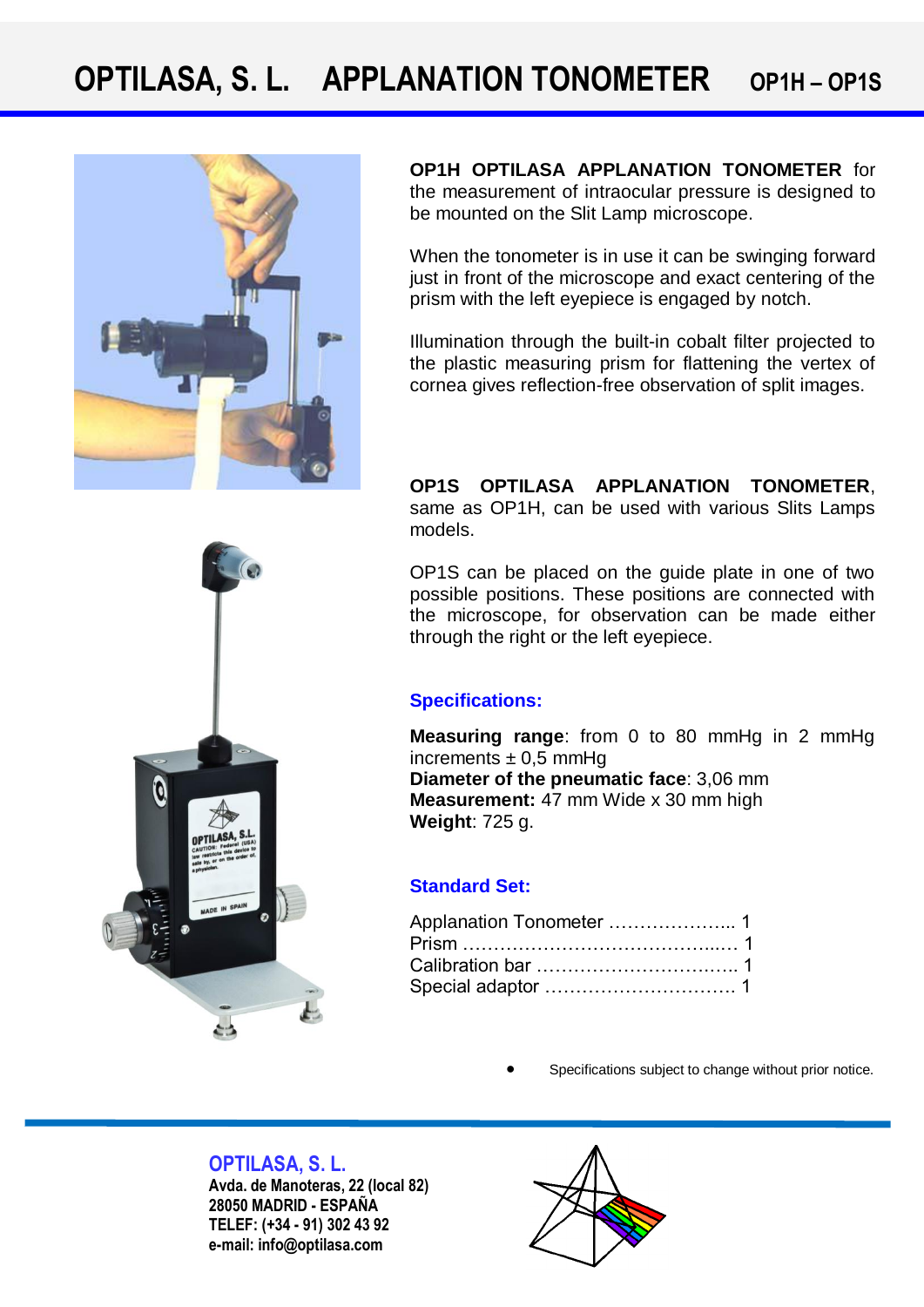# OPTILASA, S. L. APPLANATION TONOMETER OP1H – OP1S

**OP1H OPTILASA APPLANATION TONOMETER** for the measurement of intraocular pressure is designed to be mounted on the Slit Lamp microscope.

When the tonometer is in use it can be swinging forward just in front of the microscope and exact centering of the prism with the left eyepiece is engaged by notch.

Illumination through the built-in cobalt filter projected to the plastic measuring prism for flattening the vertex of cornea gives reflection-free observation of split images.

**OP1S OPTILASA APPLANATION TONOMETER**, same as OP1H, can be used with various Slits Lamps models.

OP1S can be placed on the guide plate in one of two possible positions. These positions are connected with the microscope, for observation can be made either through the right or the left eyepiece.

## Specifications:

**Measuring range**: from 0 to 80 mmHg in 2 mmHg increments ± 0,5 mmHg
**Diameter of the pneumatic face**: 3,06 mm
**Measurement:** 47 mm Wide x 30 mm high
**Weight**: 725 g.

## Standard Set:

Applanation Tonometer ………………... 1
Prism ……………………………………..… 1
Calibration bar ……………………….…... 1
Special adaptor …………………………. 1

- Specifications subject to change without prior notice.

**OPTILASA, S. L.**
**Avda. de Manoteras, 22 (local 82)**
**28050 MADRID - ESPAÑA**
**TELEF: (+34 - 91) 302 43 92**
**e-mail: info@optilasa.com**